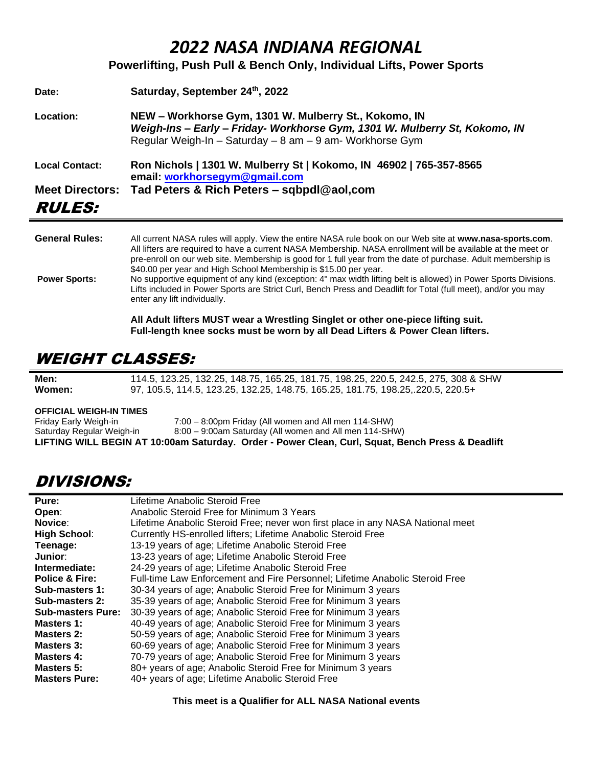# *2022 NASA INDIANA REGIONAL*

**Powerlifting, Push Pull & Bench Only, Individual Lifts, Power Sports**

| | |
|---|---|
| **Date:** | **Saturday, September 24th, 2022** |
| **Location:** | **NEW – Workhorse Gym, 1301 W. Mulberry St., Kokomo, IN** <br> ***Weigh-Ins – Early – Friday- Workhorse Gym, 1301 W. Mulberry St, Kokomo, IN*** <br> Regular Weigh-In – Saturday – 8 am – 9 am- Workhorse Gym |
| **Local Contact:** | **Ron Nichols \| 1301 W. Mulberry St \| Kokomo, IN 46902 \| 765-357-8565** <br> **email: workhorsegym@gmail.com** |
| **Meet Directors:** | **Tad Peters & Rich Peters – sqbpdl@aol,com** |

## *RULES:*

**General Rules:** All current NASA rules will apply. View the entire NASA rule book on our Web site at **www.nasa-sports.com**. All lifters are required to have a current NASA Membership. NASA enrollment will be available at the meet or pre-enroll on our web site. Membership is good for 1 full year from the date of purchase. Adult membership is $40.00 per year and High School Membership is $15.00 per year.

**Power Sports:** No supportive equipment of any kind (exception: 4" max width lifting belt is allowed) in Power Sports Divisions. Lifts included in Power Sports are Strict Curl, Bench Press and Deadlift for Total (full meet), and/or you may enter any lift individually.

**All Adult lifters MUST wear a Wrestling Singlet or other one-piece lifting suit.**
**Full-length knee socks must be worn by all Dead Lifters & Power Clean lifters.**

## *WEIGHT CLASSES:*

| | |
|---|---|
| **Men:** | 114.5, 123.25, 132.25, 148.75, 165.25, 181.75, 198.25, 220.5, 242.5, 275, 308 & SHW |
| **Women:** | 97, 105.5, 114.5, 123.25, 132.25, 148.75, 165.25, 181.75, 198.25,.220.5, 220.5+ |

**OFFICIAL WEIGH-IN TIMES**

| | |
|---|---|
| Friday Early Weigh-in | 7:00 – 8:00pm Friday (All women and All men 114-SHW) |
| Saturday Regular Weigh-in | 8:00 – 9:00am Saturday (All women and All men 114-SHW) |

**LIFTING WILL BEGIN AT 10:00am Saturday. Order - Power Clean, Curl, Squat, Bench Press & Deadlift**

## *DIVISIONS:*

| | |
|---|---|
| **Pure:** | Lifetime Anabolic Steroid Free |
| **Open:** | Anabolic Steroid Free for Minimum 3 Years |
| **Novice:** | Lifetime Anabolic Steroid Free; never won first place in any NASA National meet |
| **High School:** | Currently HS-enrolled lifters; Lifetime Anabolic Steroid Free |
| **Teenage:** | 13-19 years of age; Lifetime Anabolic Steroid Free |
| **Junior:** | 13-23 years of age; Lifetime Anabolic Steroid Free |
| **Intermediate:** | 24-29 years of age; Lifetime Anabolic Steroid Free |
| **Police & Fire:** | Full-time Law Enforcement and Fire Personnel; Lifetime Anabolic Steroid Free |
| **Sub-masters 1:** | 30-34 years of age; Anabolic Steroid Free for Minimum 3 years |
| **Sub-masters 2:** | 35-39 years of age; Anabolic Steroid Free for Minimum 3 years |
| **Sub-masters Pure:** | 30-39 years of age; Anabolic Steroid Free for Minimum 3 years |
| **Masters 1:** | 40-49 years of age; Anabolic Steroid Free for Minimum 3 years |
| **Masters 2:** | 50-59 years of age; Anabolic Steroid Free for Minimum 3 years |
| **Masters 3:** | 60-69 years of age; Anabolic Steroid Free for Minimum 3 years |
| **Masters 4:** | 70-79 years of age; Anabolic Steroid Free for Minimum 3 years |
| **Masters 5:** | 80+ years of age; Anabolic Steroid Free for Minimum 3 years |
| **Masters Pure:** | 40+ years of age; Lifetime Anabolic Steroid Free |

**This meet is a Qualifier for ALL NASA National events**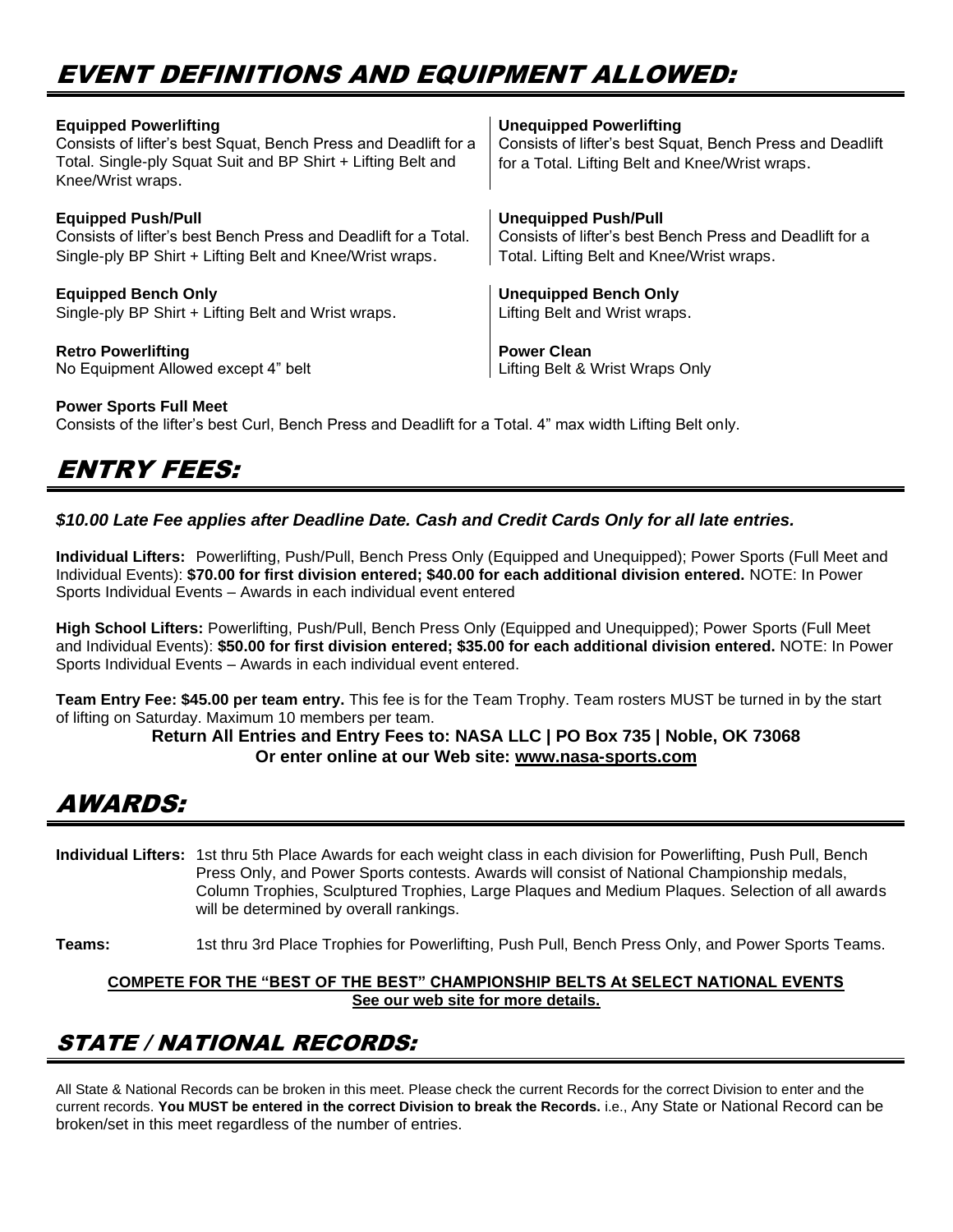# EVENT DEFINITIONS AND EQUIPMENT ALLOWED:

**Equipped Powerlifting**
Consists of lifter's best Squat, Bench Press and Deadlift for a Total. Single-ply Squat Suit and BP Shirt + Lifting Belt and Knee/Wrist wraps.

**Unequipped Powerlifting**
Consists of lifter's best Squat, Bench Press and Deadlift for a Total. Lifting Belt and Knee/Wrist wraps.

**Equipped Push/Pull**
Consists of lifter's best Bench Press and Deadlift for a Total. Single-ply BP Shirt + Lifting Belt and Knee/Wrist wraps.

**Unequipped Push/Pull**
Consists of lifter's best Bench Press and Deadlift for a Total. Lifting Belt and Knee/Wrist wraps.

**Equipped Bench Only**
Single-ply BP Shirt + Lifting Belt and Wrist wraps.

**Unequipped Bench Only**
Lifting Belt and Wrist wraps.

**Retro Powerlifting**
No Equipment Allowed except 4" belt

**Power Clean**
Lifting Belt & Wrist Wraps Only

**Power Sports Full Meet**
Consists of the lifter's best Curl, Bench Press and Deadlift for a Total. 4" max width Lifting Belt only.

# ENTRY FEES:

***$10.00 Late Fee applies after Deadline Date. Cash and Credit Cards Only for all late entries.***

**Individual Lifters:** Powerlifting, Push/Pull, Bench Press Only (Equipped and Unequipped); Power Sports (Full Meet and Individual Events): **$70.00 for first division entered; $40.00 for each additional division entered.** NOTE: In Power Sports Individual Events – Awards in each individual event entered

**High School Lifters:** Powerlifting, Push/Pull, Bench Press Only (Equipped and Unequipped); Power Sports (Full Meet and Individual Events): **$50.00 for first division entered; $35.00 for each additional division entered.** NOTE: In Power Sports Individual Events – Awards in each individual event entered.

**Team Entry Fee: $45.00 per team entry.** This fee is for the Team Trophy. Team rosters MUST be turned in by the start of lifting on Saturday. Maximum 10 members per team.

**Return All Entries and Entry Fees to: NASA LLC | PO Box 735 | Noble, OK 73068**
**Or enter online at our Web site: www.nasa-sports.com**

# AWARDS:

**Individual Lifters:** 1st thru 5th Place Awards for each weight class in each division for Powerlifting, Push Pull, Bench Press Only, and Power Sports contests. Awards will consist of National Championship medals, Column Trophies, Sculptured Trophies, Large Plaques and Medium Plaques. Selection of all awards will be determined by overall rankings.

**Teams:** 1st thru 3rd Place Trophies for Powerlifting, Push Pull, Bench Press Only, and Power Sports Teams.

**COMPETE FOR THE "BEST OF THE BEST" CHAMPIONSHIP BELTS At SELECT NATIONAL EVENTS**
**See our web site for more details.**

# STATE / NATIONAL RECORDS:

All State & National Records can be broken in this meet. Please check the current Records for the correct Division to enter and the current records. **You MUST be entered in the correct Division to break the Records.** i.e., Any State or National Record can be broken/set in this meet regardless of the number of entries.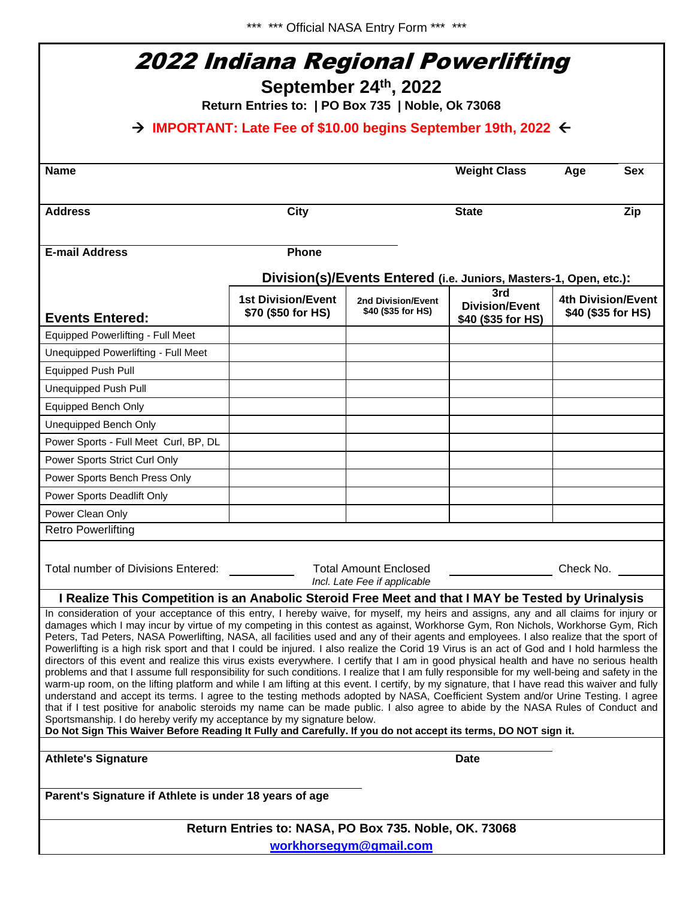*** *** Official NASA Entry Form *** ***

# 2022 Indiana Regional Powerlifting

## September 24th, 2022

**Return Entries to: | PO Box 735 | Noble, Ok 73068**

**→ IMPORTANT: Late Fee of $10.00 begins September 19th, 2022 ←**

| **Name** | | **Weight Class** | **Age** | **Sex** |
|---|---|---|---|---|
| | | | | |

| **Address** | **City** | **State** | **Zip** |
|---|---|---|---|
| | | | |

| **E-mail Address** | **Phone** |
|---|---|
| | |

**Division(s)/Events Entered (i.e. Juniors, Masters-1, Open, etc.):**

| **Events Entered:** | **1st Division/Event $70 ($50 for HS)** | **2nd Division/Event $40 ($35 for HS)** | **3rd Division/Event $40 ($35 for HS)** | **4th Division/Event $40 ($35 for HS)** |
|---|---|---|---|---|
| Equipped Powerlifting - Full Meet | | | | |
| Unequipped Powerlifting - Full Meet | | | | |
| Equipped Push Pull | | | | |
| Unequipped Push Pull | | | | |
| Equipped Bench Only | | | | |
| Unequipped Bench Only | | | | |
| Power Sports - Full Meet Curl, BP, DL | | | | |
| Power Sports Strict Curl Only | | | | |
| Power Sports Bench Press Only | | | | |
| Power Sports Deadlift Only | | | | |
| Power Clean Only | | | | |
| Retro Powerlifting | | | | |

Total number of Divisions Entered: ________ Total Amount Enclosed *Incl. Late Fee if applicable* ________ Check No. ________

**I Realize This Competition is an Anabolic Steroid Free Meet and that I MAY be Tested by Urinalysis**

In consideration of your acceptance of this entry, I hereby waive, for myself, my heirs and assigns, any and all claims for injury or damages which I may incur by virtue of my competing in this contest as against, Workhorse Gym, Ron Nichols, Workhorse Gym, Rich Peters, Tad Peters, NASA Powerlifting, NASA, all facilities used and any of their agents and employees. I also realize that the sport of Powerlifting is a high risk sport and that I could be injured. I also realize the Corid 19 Virus is an act of God and I hold harmless the directors of this event and realize this virus exists everywhere. I certify that I am in good physical health and have no serious health problems and that I assume full responsibility for such conditions. I realize that I am fully responsible for my well-being and safety in the warm-up room, on the lifting platform and while I am lifting at this event. I certify, by my signature, that I have read this waiver and fully understand and accept its terms. I agree to the testing methods adopted by NASA, Coefficient System and/or Urine Testing. I agree that if I test positive for anabolic steroids my name can be made public. I also agree to abide by the NASA Rules of Conduct and Sportsmanship. I do hereby verify my acceptance by my signature below.
**Do Not Sign This Waiver Before Reading It Fully and Carefully. If you do not accept its terms, DO NOT sign it.**

**Athlete's Signature** ____________________ **Date** ________

**Parent's Signature if Athlete is under 18 years of age** ____________________

**Return Entries to: NASA, PO Box 735. Noble, OK. 73068**

**workhorsegym@gmail.com**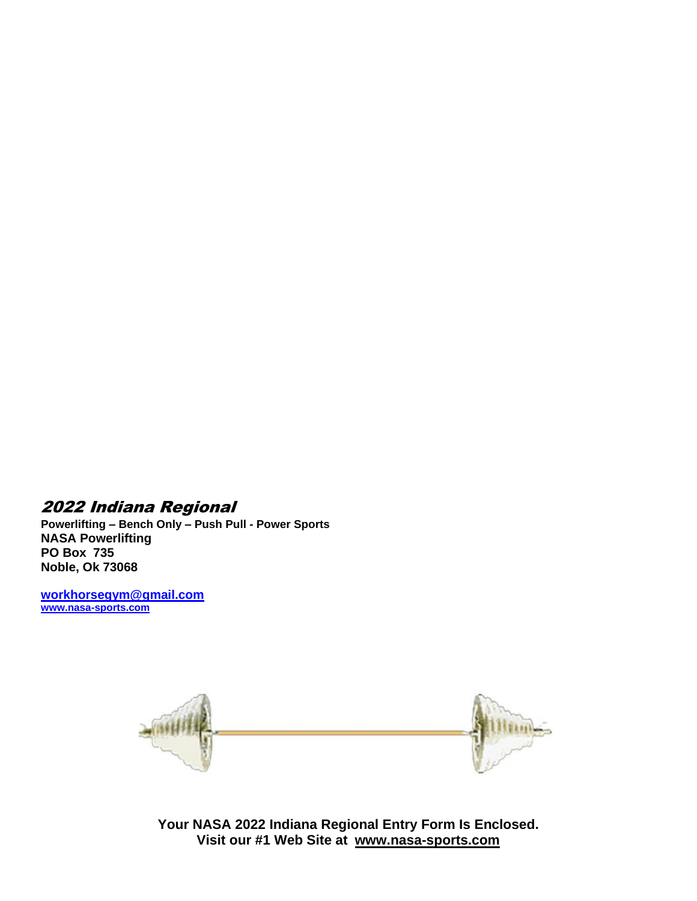## *2022 Indiana Regional*

**Powerlifting – Bench Only – Push Pull - Power Sports**
**NASA Powerlifting**
**PO Box 735**
**Noble, Ok 73068**

**workhorsegym@gmail.com**
**www.nasa-sports.com**

**Your NASA 2022 Indiana Regional Entry Form Is Enclosed.**
**Visit our #1 Web Site at www.nasa-sports.com**